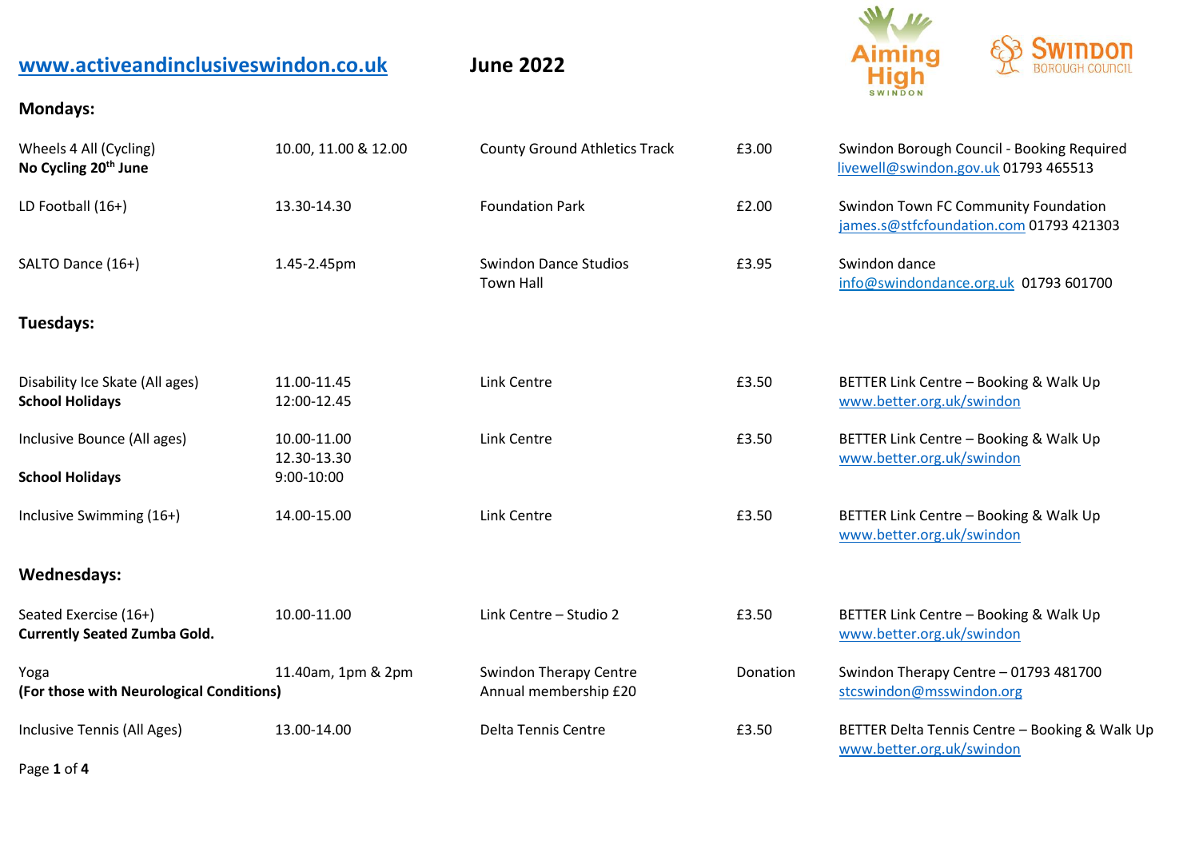**www.activeandinclusiveswindon.co.uk** **June 2022**

## Mondays:

| Activity | Time | Venue | Cost | Contact |
|---|---|---|---|---|
| Wheels 4 All (Cycling) **No Cycling 20th June** | 10.00, 11.00 & 12.00 | County Ground Athletics Track | £3.00 | Swindon Borough Council - Booking Required livewell@swindon.gov.uk 01793 465513 |
| LD Football (16+) | 13.30-14.30 | Foundation Park | £2.00 | Swindon Town FC Community Foundation james.s@stfcfoundation.com 01793 421303 |
| SALTO Dance (16+) | 1.45-2.45pm | Swindon Dance Studios Town Hall | £3.95 | Swindon dance info@swindondance.org.uk 01793 601700 |

## Tuesdays:

| Activity | Time | Venue | Cost | Contact |
|---|---|---|---|---|
| Disability Ice Skate (All ages) **School Holidays** | 11.00-11.45 12:00-12.45 | Link Centre | £3.50 | BETTER Link Centre – Booking & Walk Up www.better.org.uk/swindon |
| Inclusive Bounce (All ages) **School Holidays** | 10.00-11.00 12.30-13.30 9:00-10:00 | Link Centre | £3.50 | BETTER Link Centre – Booking & Walk Up www.better.org.uk/swindon |
| Inclusive Swimming (16+) | 14.00-15.00 | Link Centre | £3.50 | BETTER Link Centre – Booking & Walk Up www.better.org.uk/swindon |

## Wednesdays:

| Activity | Time | Venue | Cost | Contact |
|---|---|---|---|---|
| Seated Exercise (16+) **Currently Seated Zumba Gold.** | 10.00-11.00 | Link Centre – Studio 2 | £3.50 | BETTER Link Centre – Booking & Walk Up www.better.org.uk/swindon |
| Yoga **(For those with Neurological Conditions)** | 11.40am, 1pm & 2pm | Swindon Therapy Centre Annual membership £20 | Donation | Swindon Therapy Centre – 01793 481700 stcswindon@msswindon.org |
| Inclusive Tennis (All Ages) | 13.00-14.00 | Delta Tennis Centre | £3.50 | BETTER Delta Tennis Centre – Booking & Walk Up www.better.org.uk/swindon |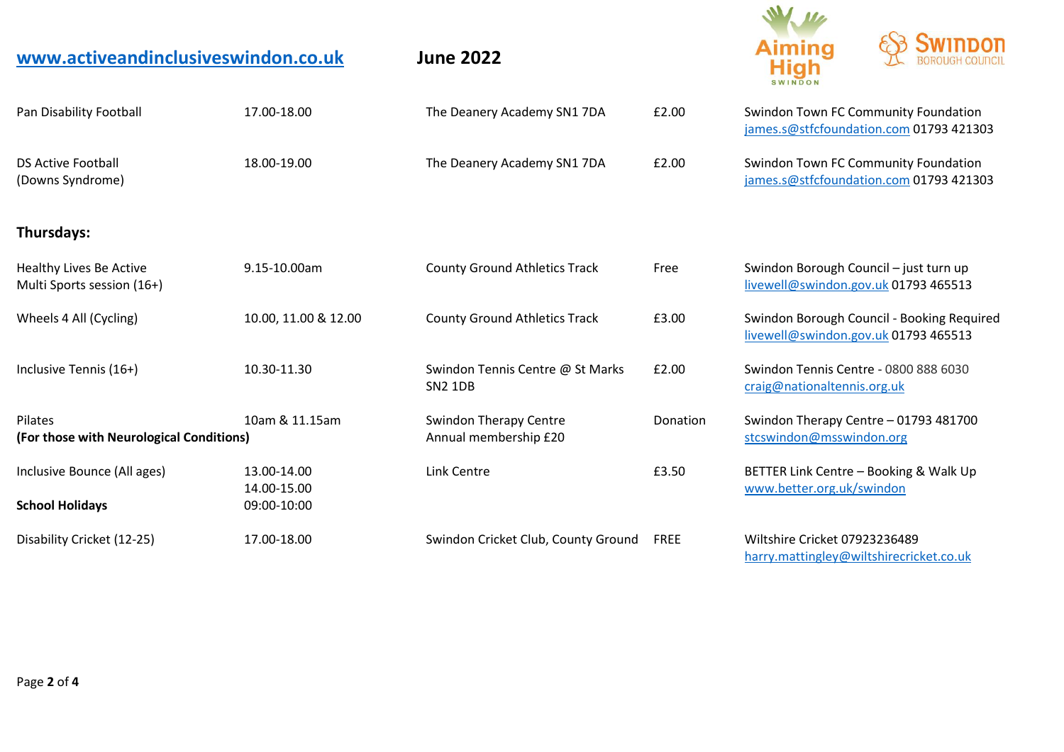**www.activeandinclusiveswindon.co.uk** **June 2022**

| | | | | |
|---|---|---|---|---|
| Pan Disability Football | 17.00-18.00 | The Deanery Academy SN1 7DA | £2.00 | Swindon Town FC Community Foundation james.s@stfcfoundation.com 01793 421303 |
| DS Active Football (Downs Syndrome) | 18.00-19.00 | The Deanery Academy SN1 7DA | £2.00 | Swindon Town FC Community Foundation james.s@stfcfoundation.com 01793 421303 |

## Thursdays:

| | | | | |
|---|---|---|---|---|
| Healthy Lives Be Active Multi Sports session (16+) | 9.15-10.00am | County Ground Athletics Track | Free | Swindon Borough Council – just turn up livewell@swindon.gov.uk 01793 465513 |
| Wheels 4 All (Cycling) | 10.00, 11.00 & 12.00 | County Ground Athletics Track | £3.00 | Swindon Borough Council - Booking Required livewell@swindon.gov.uk 01793 465513 |
| Inclusive Tennis (16+) | 10.30-11.30 | Swindon Tennis Centre @ St Marks SN2 1DB | £2.00 | Swindon Tennis Centre - 0800 888 6030 craig@nationaltennis.org.uk |
| Pilates **(For those with Neurological Conditions)** | 10am & 11.15am | Swindon Therapy Centre Annual membership £20 | Donation | Swindon Therapy Centre – 01793 481700 stcswindon@msswindon.org |
| Inclusive Bounce (All ages) **School Holidays** | 13.00-14.00 14.00-15.00 09:00-10:00 | Link Centre | £3.50 | BETTER Link Centre – Booking & Walk Up www.better.org.uk/swindon |
| Disability Cricket (12-25) | 17.00-18.00 | Swindon Cricket Club, County Ground | FREE | Wiltshire Cricket 07923236489 harry.mattingley@wiltshirecricket.co.uk |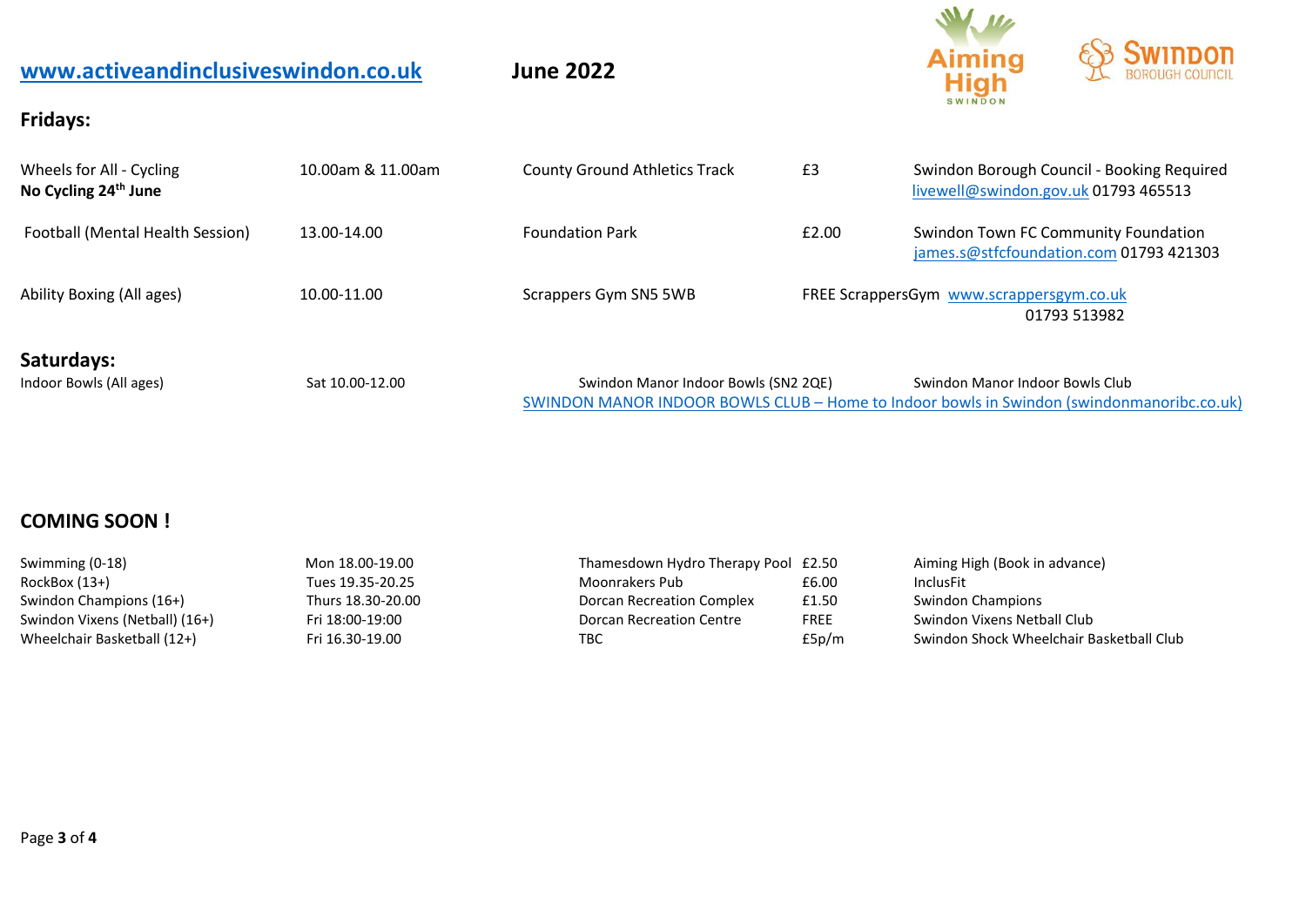**www.activeandinclusiveswindon.co.uk** **June 2022**

## Fridays:

| Activity | Time | Venue | Cost | Contact |
|---|---|---|---|---|
| Wheels for All - Cycling **No Cycling 24th June** | 10.00am & 11.00am | County Ground Athletics Track | £3 | Swindon Borough Council - Booking Required livewell@swindon.gov.uk 01793 465513 |
| Football (Mental Health Session) | 13.00-14.00 | Foundation Park | £2.00 | Swindon Town FC Community Foundation james.s@stfcfoundation.com 01793 421303 |
| Ability Boxing (All ages) | 10.00-11.00 | Scrappers Gym SN5 5WB | FREE | ScrappersGym www.scrappersgym.co.uk 01793 513982 |

## Saturdays:

| Activity | Time | Venue | Contact |
|---|---|---|---|
| Indoor Bowls (All ages) | Sat 10.00-12.00 | Swindon Manor Indoor Bowls (SN2 2QE) | Swindon Manor Indoor Bowls Club |

SWINDON MANOR INDOOR BOWLS CLUB – Home to Indoor bowls in Swindon (swindonmanoribc.co.uk)

## COMING SOON !

| Activity | Time | Venue | Cost | Contact |
|---|---|---|---|---|
| Swimming (0-18) | Mon 18.00-19.00 | Thamesdown Hydro Therapy Pool | £2.50 | Aiming High (Book in advance) |
| RockBox (13+) | Tues 19.35-20.25 | Moonrakers Pub | £6.00 | InclusFit |
| Swindon Champions (16+) | Thurs 18.30-20.00 | Dorcan Recreation Complex | £1.50 | Swindon Champions |
| Swindon Vixens (Netball) (16+) | Fri 18:00-19:00 | Dorcan Recreation Centre | FREE | Swindon Vixens Netball Club |
| Wheelchair Basketball (12+) | Fri 16.30-19.00 | TBC | £5p/m | Swindon Shock Wheelchair Basketball Club |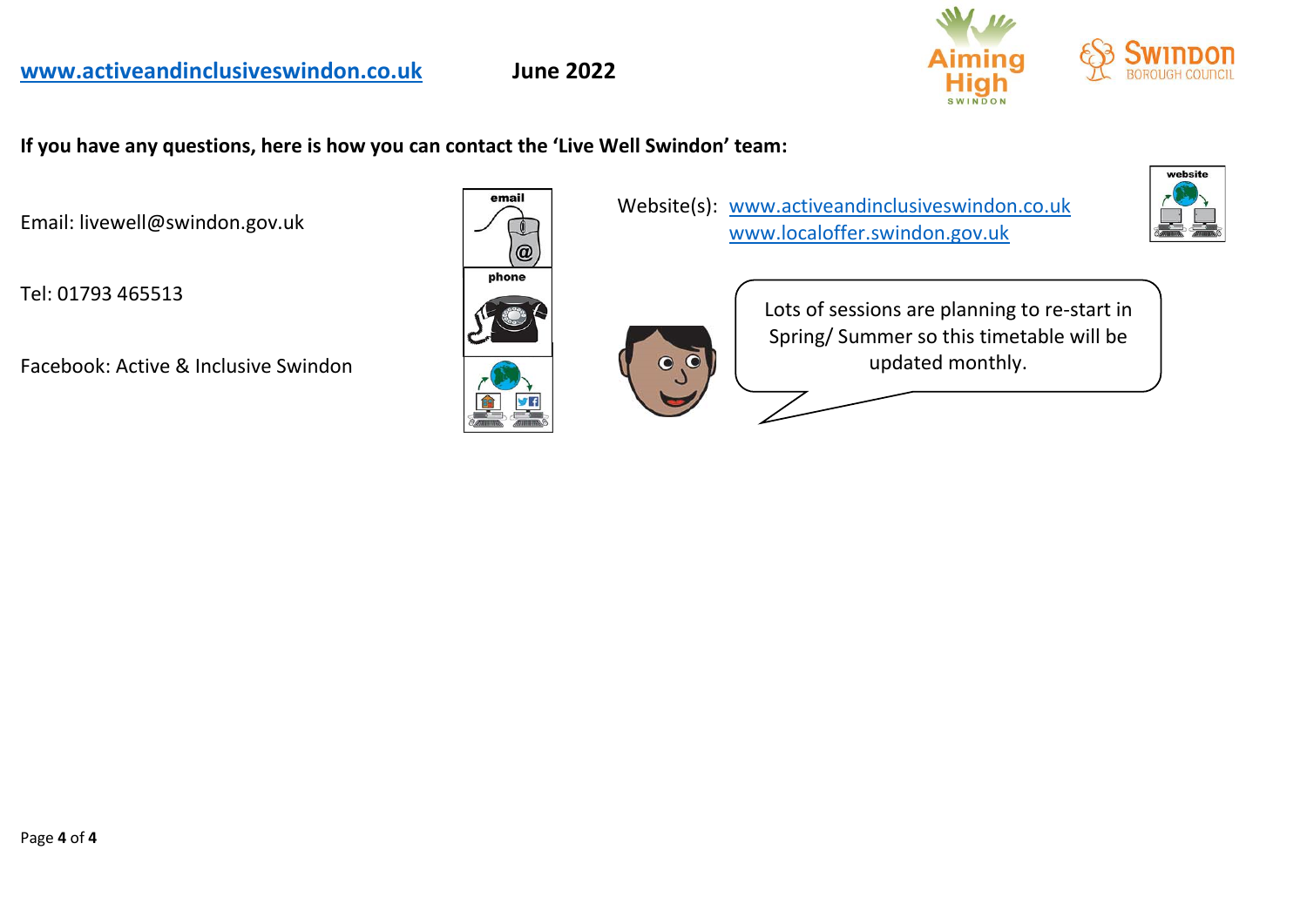**www.activeandinclusiveswindon.co.uk** **June 2022**

**If you have any questions, here is how you can contact the 'Live Well Swindon' team:**

Email: livewell@swindon.gov.uk

Tel: 01793 465513

Facebook: Active & Inclusive Swindon

Website(s): www.activeandinclusiveswindon.co.uk
www.localoffer.swindon.gov.uk

Lots of sessions are planning to re-start in Spring/ Summer so this timetable will be updated monthly.